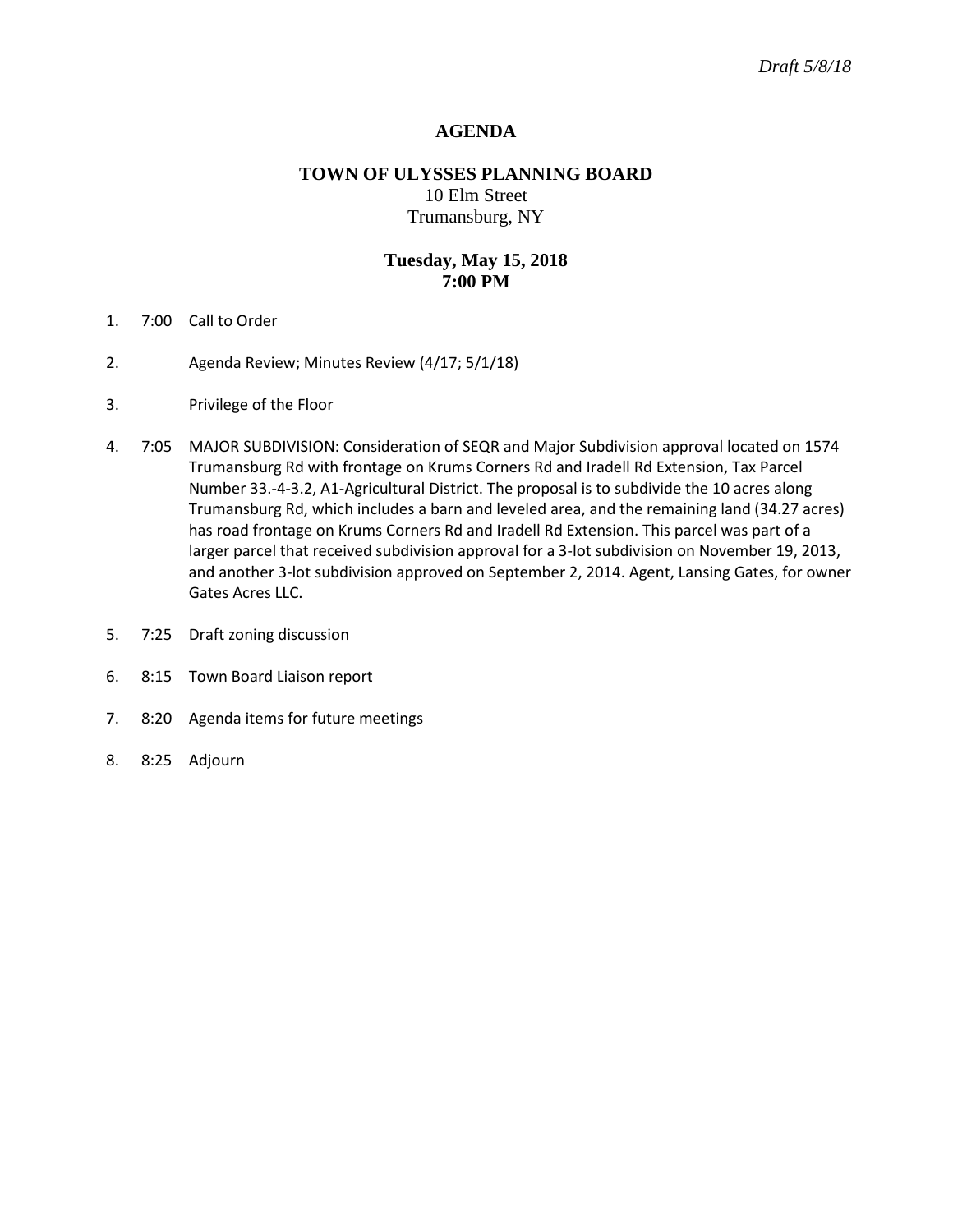*Draft 5/8/18*

# AGENDA

## TOWN OF ULYSSES PLANNING BOARD

10 Elm Street
Trumansburg, NY

**Tuesday, May 15, 2018**
**7:00 PM**

1. 7:00 Call to Order

2. Agenda Review; Minutes Review (4/17; 5/1/18)

3. Privilege of the Floor

4. 7:05 MAJOR SUBDIVISION: Consideration of SEQR and Major Subdivision approval located on 1574 Trumansburg Rd with frontage on Krums Corners Rd and Iradell Rd Extension, Tax Parcel Number 33.-4-3.2, A1-Agricultural District. The proposal is to subdivide the 10 acres along Trumansburg Rd, which includes a barn and leveled area, and the remaining land (34.27 acres) has road frontage on Krums Corners Rd and Iradell Rd Extension. This parcel was part of a larger parcel that received subdivision approval for a 3-lot subdivision on November 19, 2013, and another 3-lot subdivision approved on September 2, 2014. Agent, Lansing Gates, for owner Gates Acres LLC.

5. 7:25 Draft zoning discussion

6. 8:15 Town Board Liaison report

7. 8:20 Agenda items for future meetings

8. 8:25 Adjourn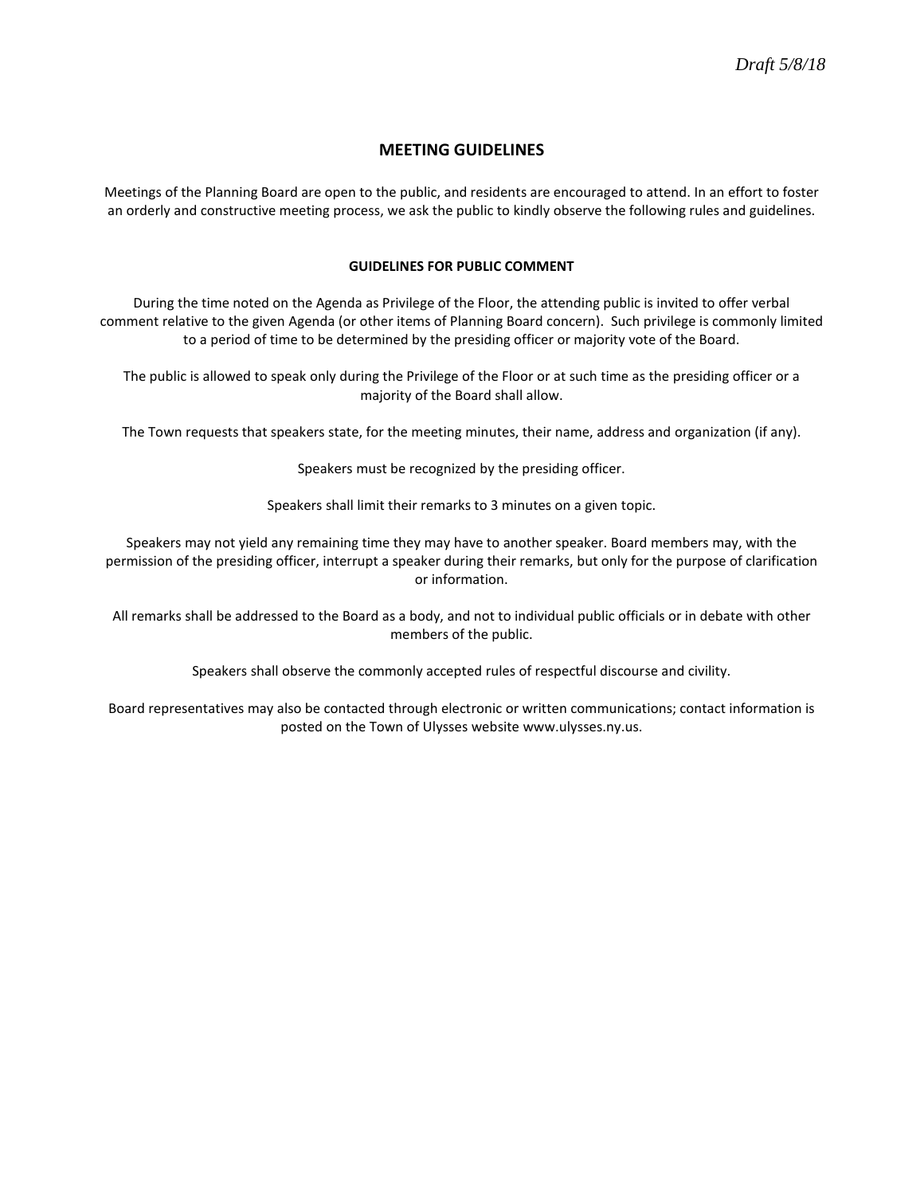*Draft 5/8/18*

## MEETING GUIDELINES

Meetings of the Planning Board are open to the public, and residents are encouraged to attend. In an effort to foster an orderly and constructive meeting process, we ask the public to kindly observe the following rules and guidelines.

### GUIDELINES FOR PUBLIC COMMENT

During the time noted on the Agenda as Privilege of the Floor, the attending public is invited to offer verbal comment relative to the given Agenda (or other items of Planning Board concern). Such privilege is commonly limited to a period of time to be determined by the presiding officer or majority vote of the Board.

The public is allowed to speak only during the Privilege of the Floor or at such time as the presiding officer or a majority of the Board shall allow.

The Town requests that speakers state, for the meeting minutes, their name, address and organization (if any).

Speakers must be recognized by the presiding officer.

Speakers shall limit their remarks to 3 minutes on a given topic.

Speakers may not yield any remaining time they may have to another speaker. Board members may, with the permission of the presiding officer, interrupt a speaker during their remarks, but only for the purpose of clarification or information.

All remarks shall be addressed to the Board as a body, and not to individual public officials or in debate with other members of the public.

Speakers shall observe the commonly accepted rules of respectful discourse and civility.

Board representatives may also be contacted through electronic or written communications; contact information is posted on the Town of Ulysses website www.ulysses.ny.us.